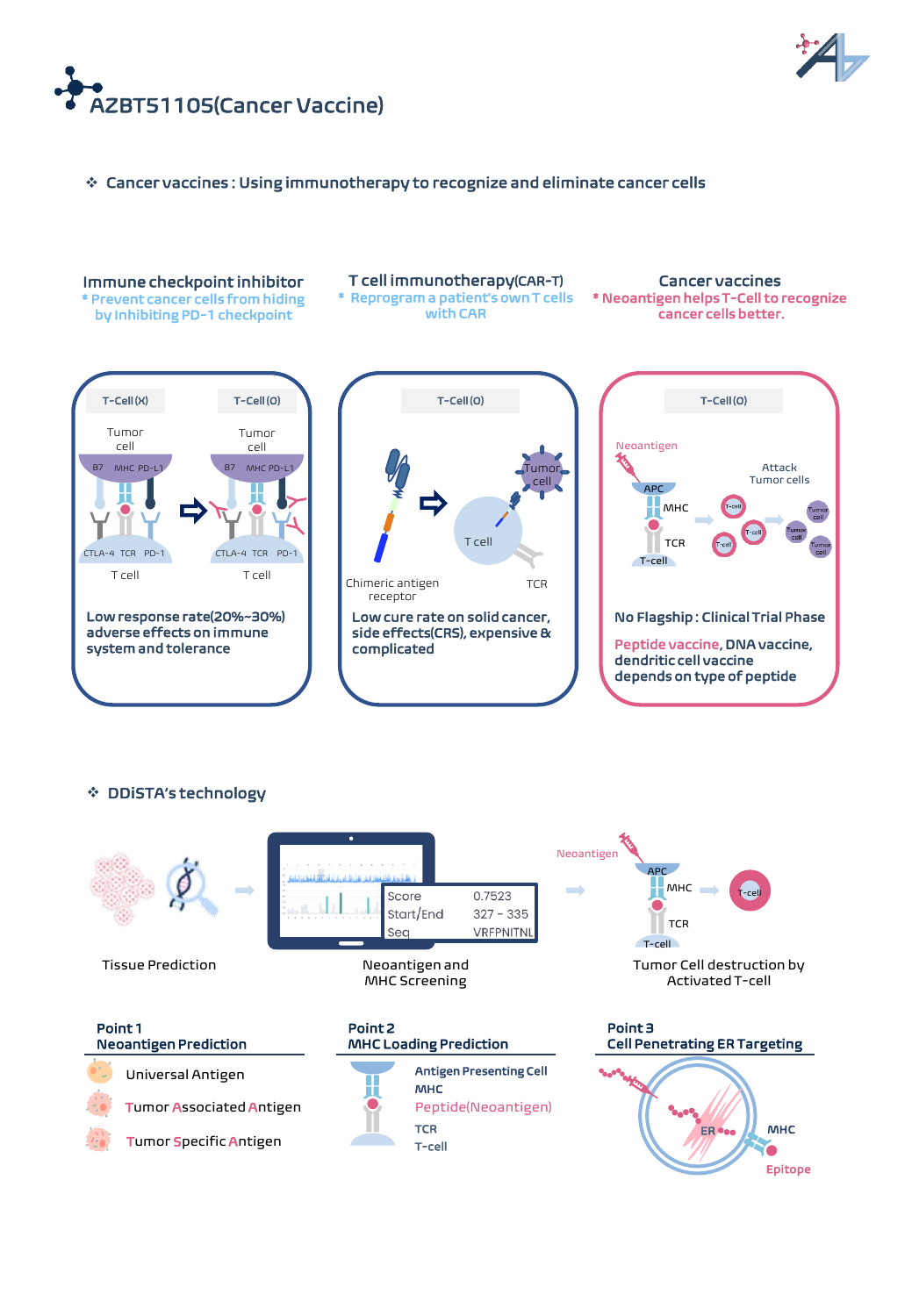# AZBT51105(Cancer Vaccine)

❖ **Cancer vaccines : Using immunotherapy to recognize and eliminate cancer cells**

### Immune checkpoint inhibitor

* Prevent cancer cells from hiding by Inhibiting PD-1 checkpoint

T-Cell(X)

Tumor cell

B7 MHC PD-L1

CTLA-4 TCR PD-1

T cell

T-Cell(O)

Tumor cell

B7 MHC PD-L1

CTLA-4 TCR PD-1

T cell

**Low response rate(20%~30%) adverse effects on immune system and tolerance**

### T cell immunotherapy(CAR-T)

* Reprogram a patient's own T cells with CAR

T-Cell(O)

Tumor cell

T cell

Chimeric antigen receptor

TCR

**Low cure rate on solid cancer, side effects(CRS), expensive & complicated**

### Cancer vaccines

* Neoantigen helps T-Cell to recognize cancer cells better.

T-Cell(O)

Neoantigen

APC

MHC

TCR

T-cell

Attack Tumor cells

T-cell

Tumor cell

**No Flagship : Clinical Trial Phase**

**Peptide vaccine, DNA vaccine, dendritic cell vaccine depends on type of peptide**

❖ **DDiSTA's technology**

Tissue Prediction

Score 0.7523

Start/End 327 ~ 335

Seq VRFPNITNL

Neoantigen and MHC Screening

Neoantigen

APC

MHC

TCR

T-cell

Tumor Cell destruction by Activated T-cell

**Point 1**
**Neoantigen Prediction**

- Universal Antigen
- Tumor Associated Antigen
- Tumor Specific Antigen

**Point 2**
**MHC Loading Prediction**

Antigen Presenting Cell

MHC

Peptide(Neoantigen)

TCR

T-cell

**Point 3**
**Cell Penetrating ER Targeting**

ER

MHC

Epitope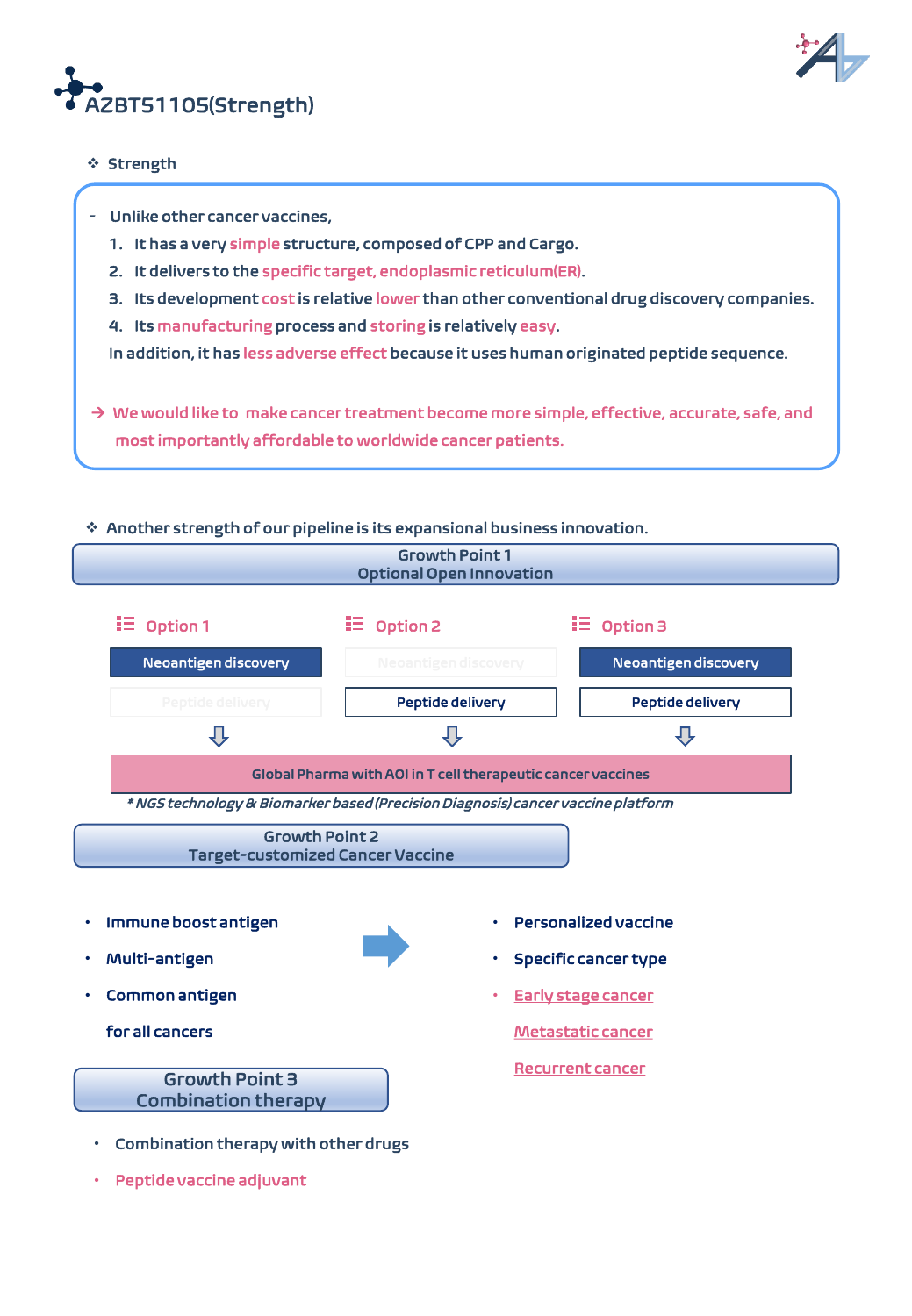# AZBTS1105(Strength)

❖ Strength

- Unlike other cancer vaccines,
  1. It has a very simple structure, composed of CPP and Cargo.
  2. It delivers to the specific target, endoplasmic reticulum(ER).
  3. Its development cost is relative lower than other conventional drug discovery companies.
  4. Its manufacturing process and storing is relatively easy.

  In addition, it has less adverse effect because it uses human originated peptide sequence.

→ We would like to make cancer treatment become more simple, effective, accurate, safe, and most importantly affordable to worldwide cancer patients.

❖ Another strength of our pipeline is its expansional business innovation.

## Growth Point 1
### Optional Open Innovation

| Option 1 | Option 2 | Option 3 |
|---|---|---|
| Neoantigen discovery | Neoantigen discovery | Neoantigen discovery |
| Peptide delivery | Peptide delivery | Peptide delivery |
| ⇩ | ⇩ | ⇩ |

Global Pharma with AOI in T cell therapeutic cancer vaccines

*\* NGS technology & Biomarker based (Precision Diagnosis) cancer vaccine platform*

## Growth Point 2
### Target-customized Cancer Vaccine

- Immune boost antigen
- Multi-antigen
- Common antigen

  for all cancers

→

- Personalized vaccine
- Specific cancer type
- Early stage cancer

  Metastatic cancer

  Recurrent cancer

## Growth Point 3
### Combination therapy

- Combination therapy with other drugs
- Peptide vaccine adjuvant